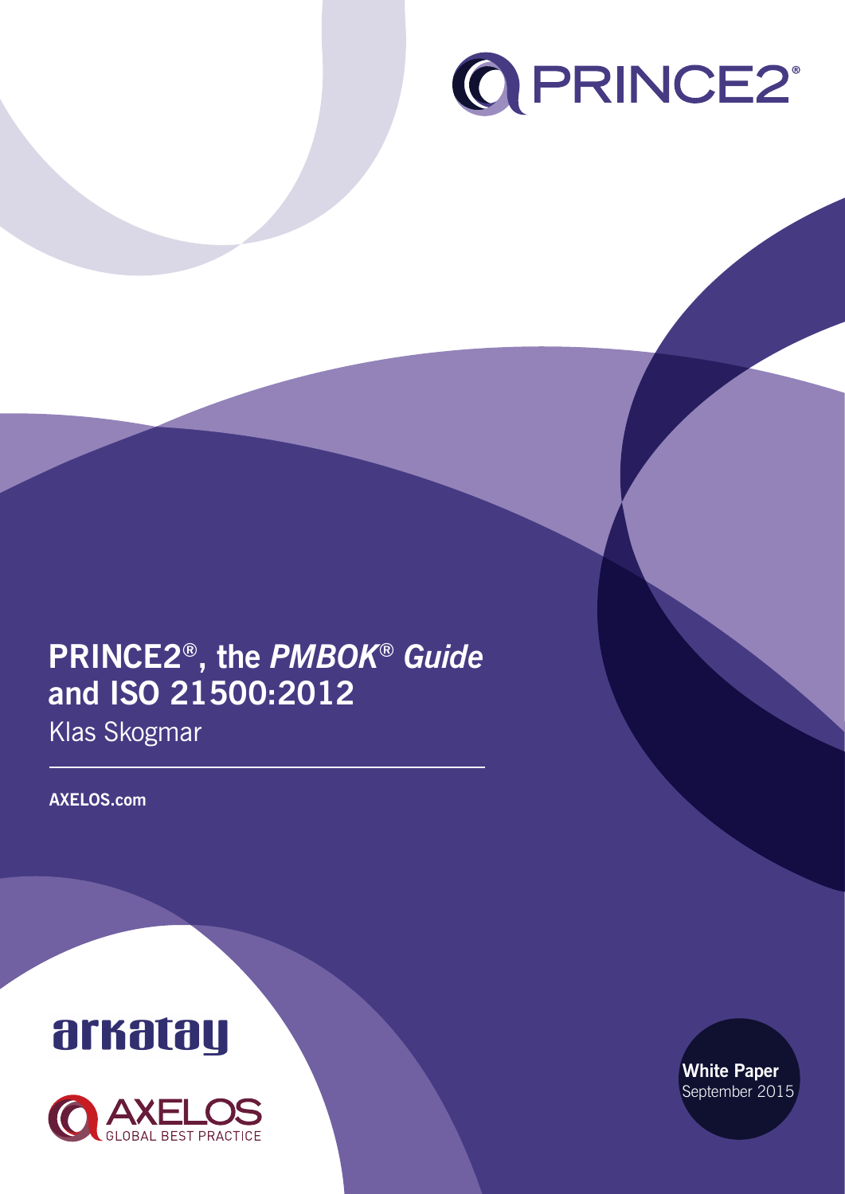PRINCE2®

# PRINCE2®, the *PMBOK® Guide* and ISO 21500:2012

Klas Skogmar

**AXELOS.com**

arkatay

AXELOS GLOBAL BEST PRACTICE

**White Paper**
September 2015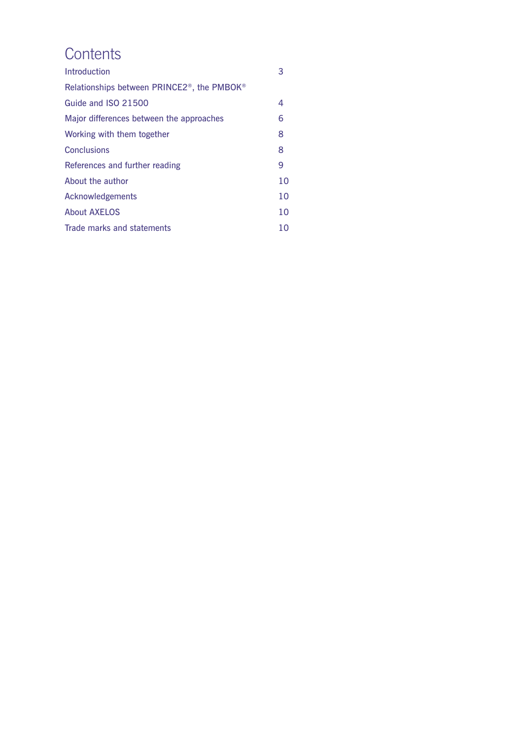# Contents

| | |
|---|---|
| Introduction | 3 |
| Relationships between PRINCE2®, the PMBOK® Guide and ISO 21500 | 4 |
| Major differences between the approaches | 6 |
| Working with them together | 8 |
| Conclusions | 8 |
| References and further reading | 9 |
| About the author | 10 |
| Acknowledgements | 10 |
| About AXELOS | 10 |
| Trade marks and statements | 10 |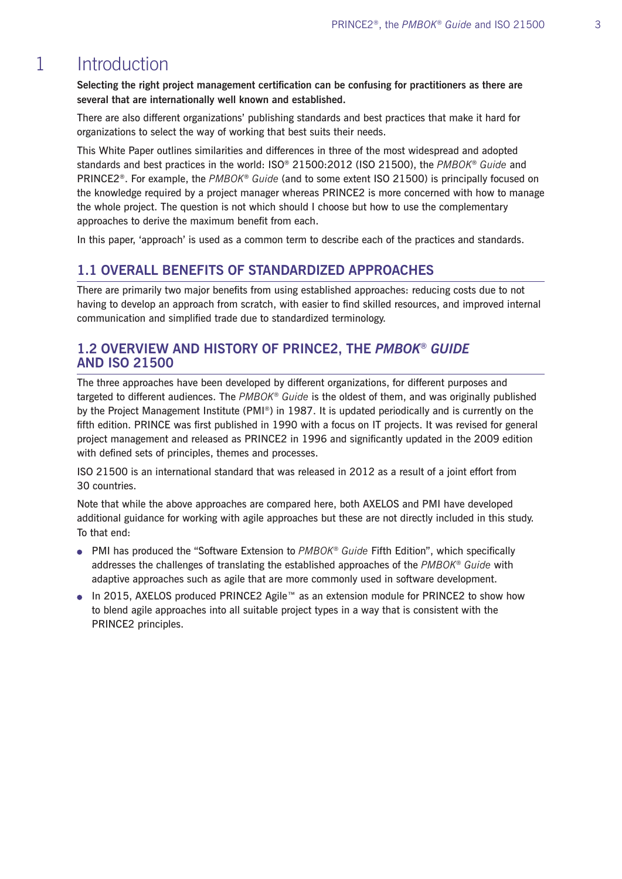# 1 Introduction

**Selecting the right project management certification can be confusing for practitioners as there are several that are internationally well known and established.**

There are also different organizations' publishing standards and best practices that make it hard for organizations to select the way of working that best suits their needs.

This White Paper outlines similarities and differences in three of the most widespread and adopted standards and best practices in the world: ISO® 21500:2012 (ISO 21500), the *PMBOK® Guide* and PRINCE2®. For example, the *PMBOK® Guide* (and to some extent ISO 21500) is principally focused on the knowledge required by a project manager whereas PRINCE2 is more concerned with how to manage the whole project. The question is not which should I choose but how to use the complementary approaches to derive the maximum benefit from each.

In this paper, 'approach' is used as a common term to describe each of the practices and standards.

## 1.1 OVERALL BENEFITS OF STANDARDIZED APPROACHES

There are primarily two major benefits from using established approaches: reducing costs due to not having to develop an approach from scratch, with easier to find skilled resources, and improved internal communication and simplified trade due to standardized terminology.

## 1.2 OVERVIEW AND HISTORY OF PRINCE2, THE *PMBOK® GUIDE* AND ISO 21500

The three approaches have been developed by different organizations, for different purposes and targeted to different audiences. The *PMBOK® Guide* is the oldest of them, and was originally published by the Project Management Institute (PMI®) in 1987. It is updated periodically and is currently on the fifth edition. PRINCE was first published in 1990 with a focus on IT projects. It was revised for general project management and released as PRINCE2 in 1996 and significantly updated in the 2009 edition with defined sets of principles, themes and processes.

ISO 21500 is an international standard that was released in 2012 as a result of a joint effort from 30 countries.

Note that while the above approaches are compared here, both AXELOS and PMI have developed additional guidance for working with agile approaches but these are not directly included in this study. To that end:

- PMI has produced the "Software Extension to *PMBOK® Guide* Fifth Edition", which specifically addresses the challenges of translating the established approaches of the *PMBOK® Guide* with adaptive approaches such as agile that are more commonly used in software development.
- In 2015, AXELOS produced PRINCE2 Agile™ as an extension module for PRINCE2 to show how to blend agile approaches into all suitable project types in a way that is consistent with the PRINCE2 principles.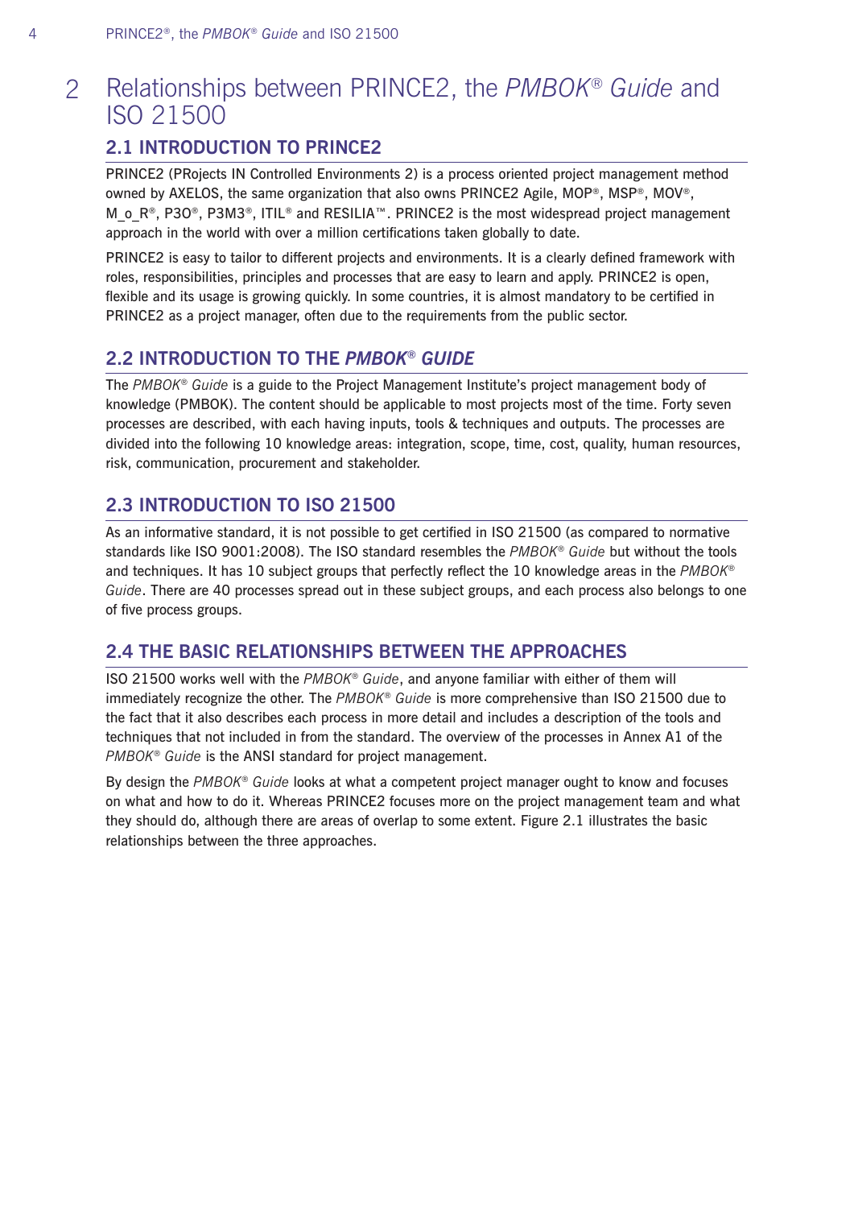# 2 Relationships between PRINCE2, the *PMBOK® Guide* and ISO 21500

## 2.1 INTRODUCTION TO PRINCE2

PRINCE2 (PRojects IN Controlled Environments 2) is a process oriented project management method owned by AXELOS, the same organization that also owns PRINCE2 Agile, MOP®, MSP®, MOV®, M_o_R®, P3O®, P3M3®, ITIL® and RESILIA™. PRINCE2 is the most widespread project management approach in the world with over a million certifications taken globally to date.

PRINCE2 is easy to tailor to different projects and environments. It is a clearly defined framework with roles, responsibilities, principles and processes that are easy to learn and apply. PRINCE2 is open, flexible and its usage is growing quickly. In some countries, it is almost mandatory to be certified in PRINCE2 as a project manager, often due to the requirements from the public sector.

## 2.2 INTRODUCTION TO THE *PMBOK® GUIDE*

The *PMBOK® Guide* is a guide to the Project Management Institute's project management body of knowledge (PMBOK). The content should be applicable to most projects most of the time. Forty seven processes are described, with each having inputs, tools & techniques and outputs. The processes are divided into the following 10 knowledge areas: integration, scope, time, cost, quality, human resources, risk, communication, procurement and stakeholder.

## 2.3 INTRODUCTION TO ISO 21500

As an informative standard, it is not possible to get certified in ISO 21500 (as compared to normative standards like ISO 9001:2008). The ISO standard resembles the *PMBOK® Guide* but without the tools and techniques. It has 10 subject groups that perfectly reflect the 10 knowledge areas in the *PMBOK® Guide*. There are 40 processes spread out in these subject groups, and each process also belongs to one of five process groups.

## 2.4 THE BASIC RELATIONSHIPS BETWEEN THE APPROACHES

ISO 21500 works well with the *PMBOK® Guide*, and anyone familiar with either of them will immediately recognize the other. The *PMBOK® Guide* is more comprehensive than ISO 21500 due to the fact that it also describes each process in more detail and includes a description of the tools and techniques that not included in from the standard. The overview of the processes in Annex A1 of the *PMBOK® Guide* is the ANSI standard for project management.

By design the *PMBOK® Guide* looks at what a competent project manager ought to know and focuses on what and how to do it. Whereas PRINCE2 focuses more on the project management team and what they should do, although there are areas of overlap to some extent. Figure 2.1 illustrates the basic relationships between the three approaches.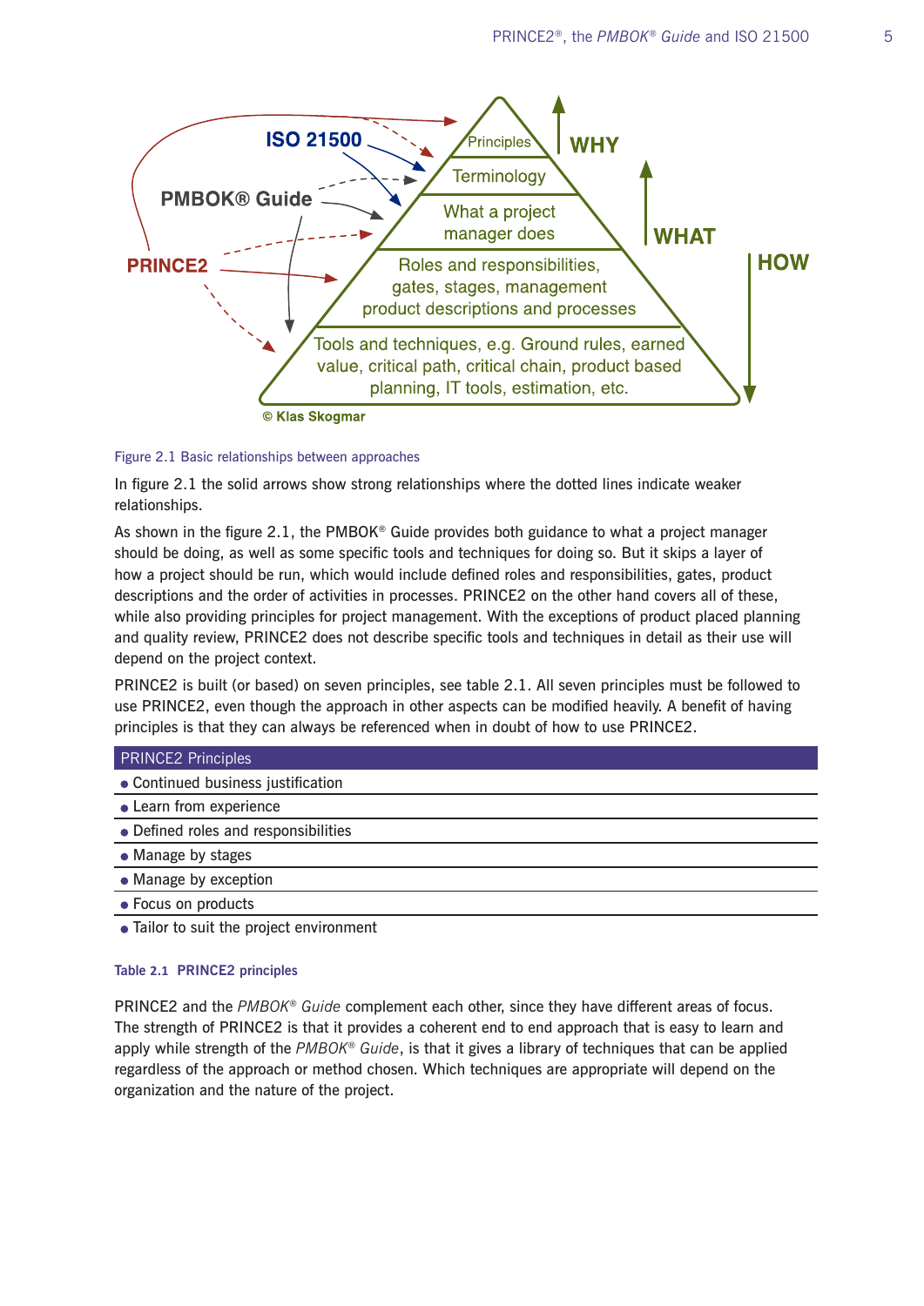Figure 2.1 Basic relationships between approaches

In figure 2.1 the solid arrows show strong relationships where the dotted lines indicate weaker relationships.

As shown in the figure 2.1, the PMBOK® Guide provides both guidance to what a project manager should be doing, as well as some specific tools and techniques for doing so. But it skips a layer of how a project should be run, which would include defined roles and responsibilities, gates, product descriptions and the order of activities in processes. PRINCE2 on the other hand covers all of these, while also providing principles for project management. With the exceptions of product placed planning and quality review, PRINCE2 does not describe specific tools and techniques in detail as their use will depend on the project context.

PRINCE2 is built (or based) on seven principles, see table 2.1. All seven principles must be followed to use PRINCE2, even though the approach in other aspects can be modified heavily. A benefit of having principles is that they can always be referenced when in doubt of how to use PRINCE2.

| PRINCE2 Principles |
| --- |
| • Continued business justification |
| • Learn from experience |
| • Defined roles and responsibilities |
| • Manage by stages |
| • Manage by exception |
| • Focus on products |
| • Tailor to suit the project environment |

**Table 2.1 PRINCE2 principles**

PRINCE2 and the *PMBOK® Guide* complement each other, since they have different areas of focus. The strength of PRINCE2 is that it provides a coherent end to end approach that is easy to learn and apply while strength of the *PMBOK® Guide*, is that it gives a library of techniques that can be applied regardless of the approach or method chosen. Which techniques are appropriate will depend on the organization and the nature of the project.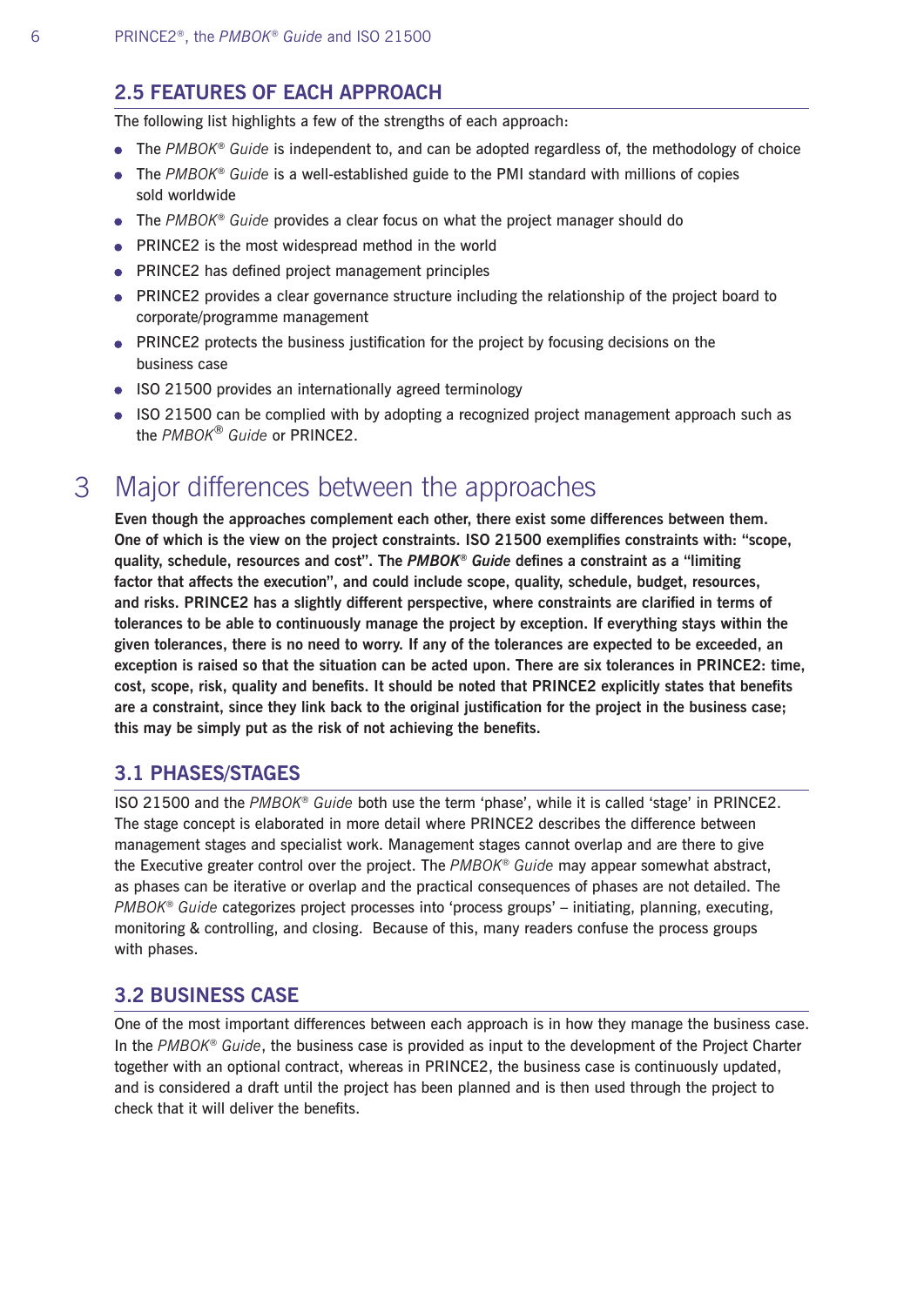## 2.5 FEATURES OF EACH APPROACH

The following list highlights a few of the strengths of each approach:

- The *PMBOK® Guide* is independent to, and can be adopted regardless of, the methodology of choice
- The *PMBOK® Guide* is a well-established guide to the PMI standard with millions of copies sold worldwide
- The *PMBOK® Guide* provides a clear focus on what the project manager should do
- PRINCE2 is the most widespread method in the world
- PRINCE2 has defined project management principles
- PRINCE2 provides a clear governance structure including the relationship of the project board to corporate/programme management
- PRINCE2 protects the business justification for the project by focusing decisions on the business case
- ISO 21500 provides an internationally agreed terminology
- ISO 21500 can be complied with by adopting a recognized project management approach such as the *PMBOK® Guide* or PRINCE2.

# 3 Major differences between the approaches

**Even though the approaches complement each other, there exist some differences between them. One of which is the view on the project constraints. ISO 21500 exemplifies constraints with: "scope, quality, schedule, resources and cost". The *PMBOK® Guide* defines a constraint as a "limiting factor that affects the execution", and could include scope, quality, schedule, budget, resources, and risks. PRINCE2 has a slightly different perspective, where constraints are clarified in terms of tolerances to be able to continuously manage the project by exception. If everything stays within the given tolerances, there is no need to worry. If any of the tolerances are expected to be exceeded, an exception is raised so that the situation can be acted upon. There are six tolerances in PRINCE2: time, cost, scope, risk, quality and benefits. It should be noted that PRINCE2 explicitly states that benefits are a constraint, since they link back to the original justification for the project in the business case; this may be simply put as the risk of not achieving the benefits.**

## 3.1 PHASES/STAGES

ISO 21500 and the *PMBOK® Guide* both use the term 'phase', while it is called 'stage' in PRINCE2. The stage concept is elaborated in more detail where PRINCE2 describes the difference between management stages and specialist work. Management stages cannot overlap and are there to give the Executive greater control over the project. The *PMBOK® Guide* may appear somewhat abstract, as phases can be iterative or overlap and the practical consequences of phases are not detailed. The *PMBOK® Guide* categorizes project processes into 'process groups' – initiating, planning, executing, monitoring & controlling, and closing. Because of this, many readers confuse the process groups with phases.

## 3.2 BUSINESS CASE

One of the most important differences between each approach is in how they manage the business case. In the *PMBOK® Guide*, the business case is provided as input to the development of the Project Charter together with an optional contract, whereas in PRINCE2, the business case is continuously updated, and is considered a draft until the project has been planned and is then used through the project to check that it will deliver the benefits.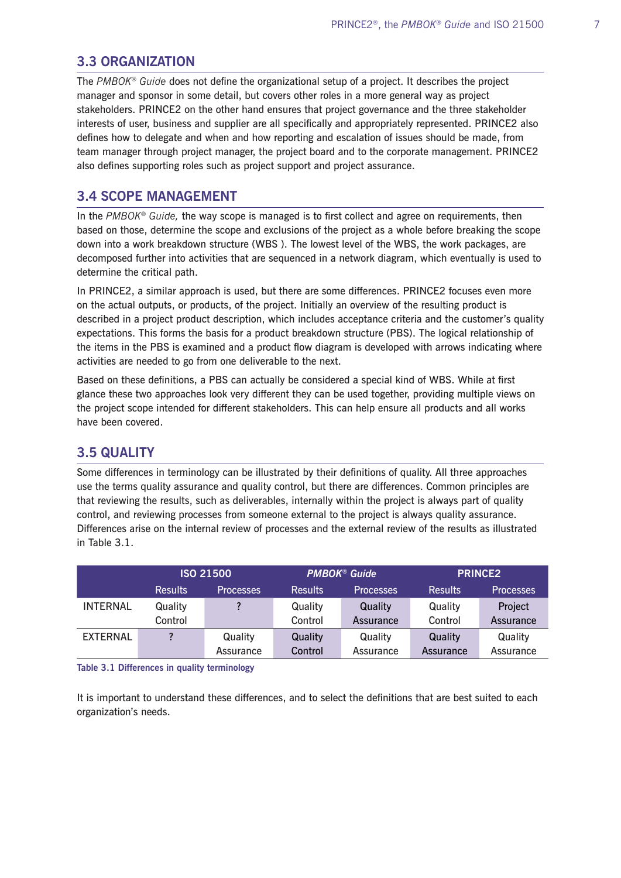## 3.3 ORGANIZATION

The *PMBOK® Guide* does not define the organizational setup of a project. It describes the project manager and sponsor in some detail, but covers other roles in a more general way as project stakeholders. PRINCE2 on the other hand ensures that project governance and the three stakeholder interests of user, business and supplier are all specifically and appropriately represented. PRINCE2 also defines how to delegate and when and how reporting and escalation of issues should be made, from team manager through project manager, the project board and to the corporate management. PRINCE2 also defines supporting roles such as project support and project assurance.

## 3.4 SCOPE MANAGEMENT

In the *PMBOK® Guide,* the way scope is managed is to first collect and agree on requirements, then based on those, determine the scope and exclusions of the project as a whole before breaking the scope down into a work breakdown structure (WBS ). The lowest level of the WBS, the work packages, are decomposed further into activities that are sequenced in a network diagram, which eventually is used to determine the critical path.

In PRINCE2, a similar approach is used, but there are some differences. PRINCE2 focuses even more on the actual outputs, or products, of the project. Initially an overview of the resulting product is described in a project product description, which includes acceptance criteria and the customer's quality expectations. This forms the basis for a product breakdown structure (PBS). The logical relationship of the items in the PBS is examined and a product flow diagram is developed with arrows indicating where activities are needed to go from one deliverable to the next.

Based on these definitions, a PBS can actually be considered a special kind of WBS. While at first glance these two approaches look very different they can be used together, providing multiple views on the project scope intended for different stakeholders. This can help ensure all products and all works have been covered.

## 3.5 QUALITY

Some differences in terminology can be illustrated by their definitions of quality. All three approaches use the terms quality assurance and quality control, but there are differences. Common principles are that reviewing the results, such as deliverables, internally within the project is always part of quality control, and reviewing processes from someone external to the project is always quality assurance. Differences arise on the internal review of processes and the external review of the results as illustrated in Table 3.1.

| | ISO 21500 | | *PMBOK® Guide* | | PRINCE2 | |
|---|---|---|---|---|---|---|
| | Results | Processes | Results | Processes | Results | Processes |
| INTERNAL | Quality Control | ? | Quality Control | Quality Assurance | Quality Control | Project Assurance |
| EXTERNAL | ? | Quality Assurance | Quality Control | Quality Assurance | Quality Assurance | Quality Assurance |

**Table 3.1 Differences in quality terminology**

It is important to understand these differences, and to select the definitions that are best suited to each organization's needs.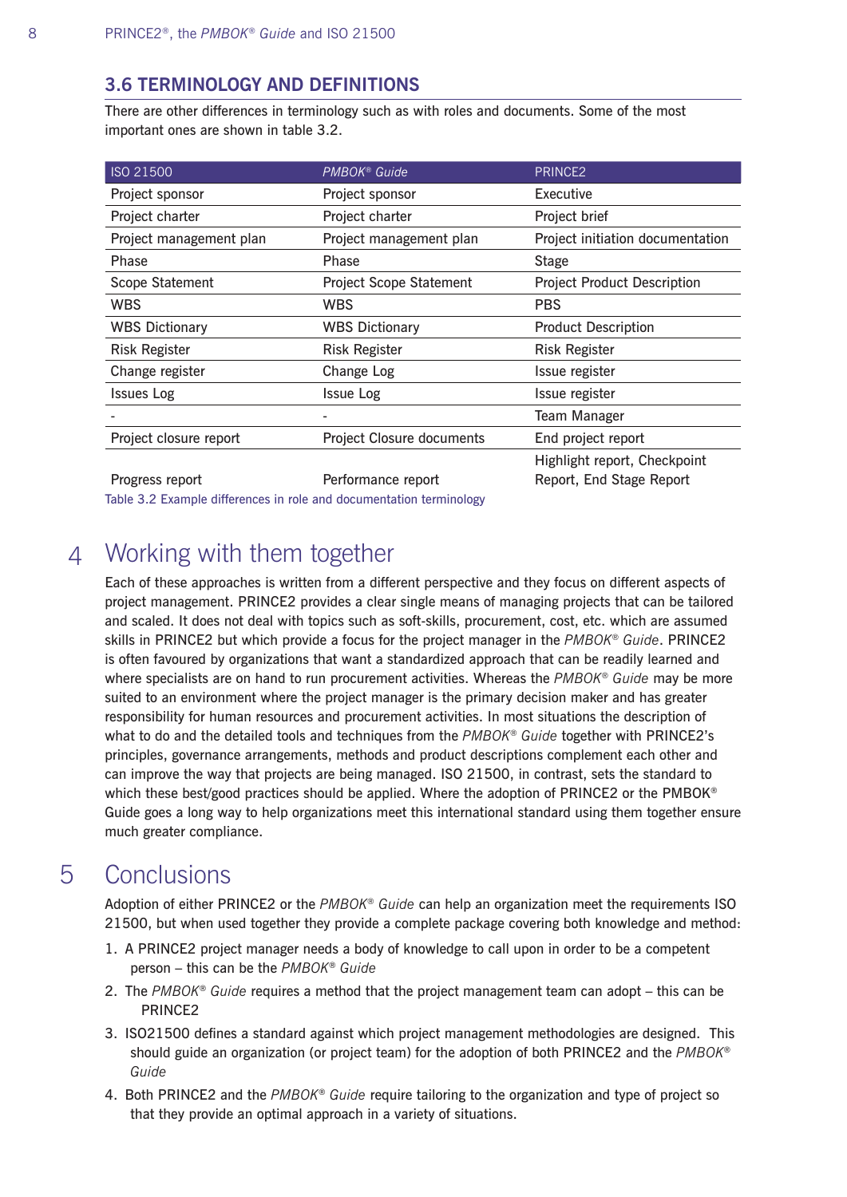## 3.6 TERMINOLOGY AND DEFINITIONS

There are other differences in terminology such as with roles and documents. Some of the most important ones are shown in table 3.2.

| ISO 21500 | *PMBOK® Guide* | PRINCE2 |
|---|---|---|
| Project sponsor | Project sponsor | Executive |
| Project charter | Project charter | Project brief |
| Project management plan | Project management plan | Project initiation documentation |
| Phase | Phase | Stage |
| Scope Statement | Project Scope Statement | Project Product Description |
| WBS | WBS | PBS |
| WBS Dictionary | WBS Dictionary | Product Description |
| Risk Register | Risk Register | Risk Register |
| Change register | Change Log | Issue register |
| Issues Log | Issue Log | Issue register |
| - | - | Team Manager |
| Project closure report | Project Closure documents | End project report |
| Progress report | Performance report | Highlight report, Checkpoint Report, End Stage Report |

Table 3.2 Example differences in role and documentation terminology

# 4 Working with them together

Each of these approaches is written from a different perspective and they focus on different aspects of project management. PRINCE2 provides a clear single means of managing projects that can be tailored and scaled. It does not deal with topics such as soft-skills, procurement, cost, etc. which are assumed skills in PRINCE2 but which provide a focus for the project manager in the *PMBOK® Guide*. PRINCE2 is often favoured by organizations that want a standardized approach that can be readily learned and where specialists are on hand to run procurement activities. Whereas the *PMBOK® Guide* may be more suited to an environment where the project manager is the primary decision maker and has greater responsibility for human resources and procurement activities. In most situations the description of what to do and the detailed tools and techniques from the *PMBOK® Guide* together with PRINCE2's principles, governance arrangements, methods and product descriptions complement each other and can improve the way that projects are being managed. ISO 21500, in contrast, sets the standard to which these best/good practices should be applied. Where the adoption of PRINCE2 or the PMBOK® Guide goes a long way to help organizations meet this international standard using them together ensure much greater compliance.

# 5 Conclusions

Adoption of either PRINCE2 or the *PMBOK® Guide* can help an organization meet the requirements ISO 21500, but when used together they provide a complete package covering both knowledge and method:

1. A PRINCE2 project manager needs a body of knowledge to call upon in order to be a competent person – this can be the *PMBOK® Guide*
2. The *PMBOK® Guide* requires a method that the project management team can adopt – this can be PRINCE2
3. ISO21500 defines a standard against which project management methodologies are designed. This should guide an organization (or project team) for the adoption of both PRINCE2 and the *PMBOK® Guide*
4. Both PRINCE2 and the *PMBOK® Guide* require tailoring to the organization and type of project so that they provide an optimal approach in a variety of situations.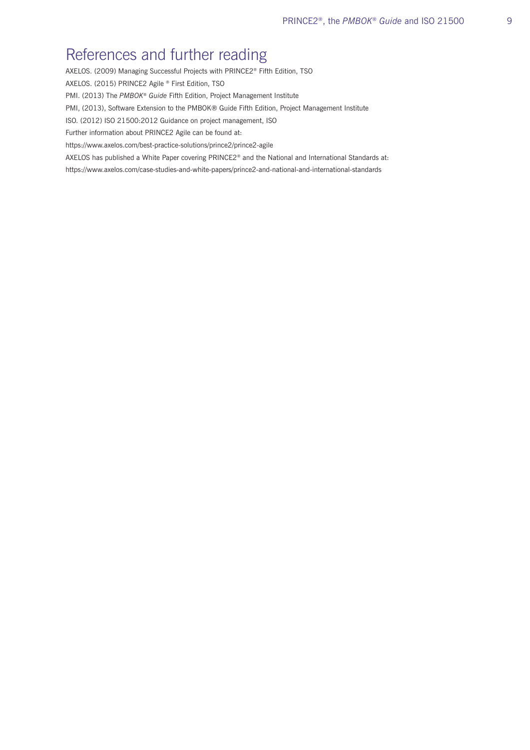# References and further reading

AXELOS. (2009) Managing Successful Projects with PRINCE2® Fifth Edition, TSO

AXELOS. (2015) PRINCE2 Agile ® First Edition, TSO

PMI. (2013) The *PMBOK® Guide* Fifth Edition, Project Management Institute

PMI, (2013), Software Extension to the PMBOK® Guide Fifth Edition, Project Management Institute

ISO. (2012) ISO 21500:2012 Guidance on project management, ISO

Further information about PRINCE2 Agile can be found at:

https://www.axelos.com/best-practice-solutions/prince2/prince2-agile

AXELOS has published a White Paper covering PRINCE2® and the National and International Standards at:

https://www.axelos.com/case-studies-and-white-papers/prince2-and-national-and-international-standards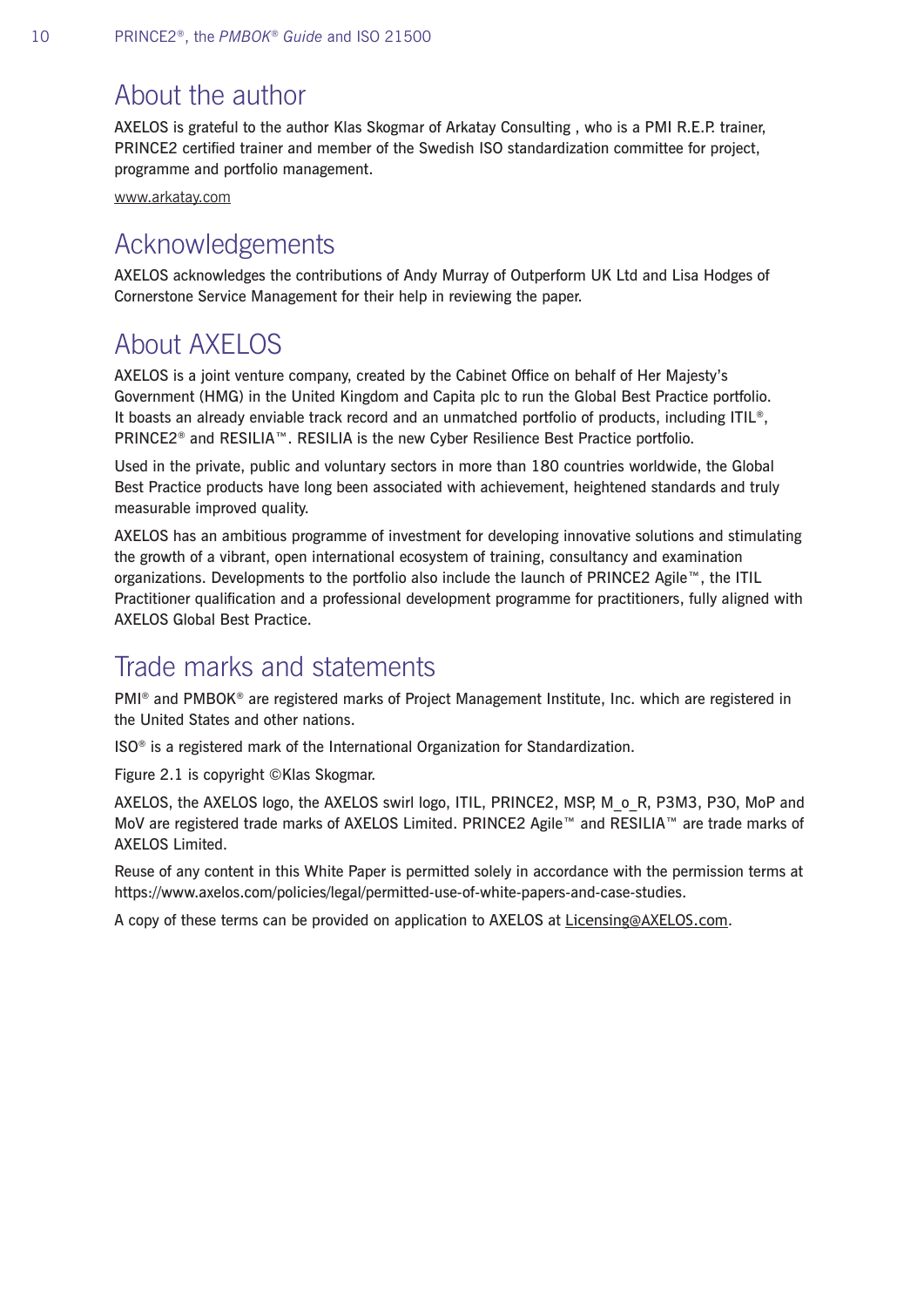## About the author

AXELOS is grateful to the author Klas Skogmar of Arkatay Consulting , who is a PMI R.E.P. trainer, PRINCE2 certified trainer and member of the Swedish ISO standardization committee for project, programme and portfolio management.

www.arkatay.com

## Acknowledgements

AXELOS acknowledges the contributions of Andy Murray of Outperform UK Ltd and Lisa Hodges of Cornerstone Service Management for their help in reviewing the paper.

## About AXELOS

AXELOS is a joint venture company, created by the Cabinet Office on behalf of Her Majesty's Government (HMG) in the United Kingdom and Capita plc to run the Global Best Practice portfolio. It boasts an already enviable track record and an unmatched portfolio of products, including ITIL®, PRINCE2® and RESILIA™. RESILIA is the new Cyber Resilience Best Practice portfolio.

Used in the private, public and voluntary sectors in more than 180 countries worldwide, the Global Best Practice products have long been associated with achievement, heightened standards and truly measurable improved quality.

AXELOS has an ambitious programme of investment for developing innovative solutions and stimulating the growth of a vibrant, open international ecosystem of training, consultancy and examination organizations. Developments to the portfolio also include the launch of PRINCE2 Agile™, the ITIL Practitioner qualification and a professional development programme for practitioners, fully aligned with AXELOS Global Best Practice.

## Trade marks and statements

PMI® and PMBOK® are registered marks of Project Management Institute, Inc. which are registered in the United States and other nations.

ISO® is a registered mark of the International Organization for Standardization.

Figure 2.1 is copyright ©Klas Skogmar.

AXELOS, the AXELOS logo, the AXELOS swirl logo, ITIL, PRINCE2, MSP, M_o_R, P3M3, P3O, MoP and MoV are registered trade marks of AXELOS Limited. PRINCE2 Agile™ and RESILIA™ are trade marks of AXELOS Limited.

Reuse of any content in this White Paper is permitted solely in accordance with the permission terms at https://www.axelos.com/policies/legal/permitted-use-of-white-papers-and-case-studies.

A copy of these terms can be provided on application to AXELOS at Licensing@AXELOS.com.